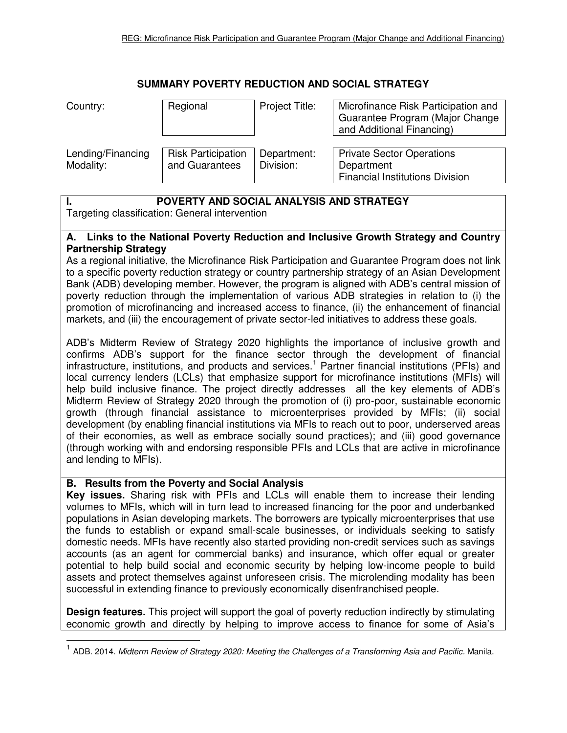# SUMMARY POVERTY REDUCTION AND SOCIAL STRATEGY

| Country: | Regional | Project Title: | Microfinance Risk Participation and Guarantee Program (Major Change and Additional Financing) |
|---|---|---|---|
| Lending/Financing Modality: | Risk Participation and Guarantees | Department: Division: | Private Sector Operations Department Financial Institutions Division |

## I. POVERTY AND SOCIAL ANALYSIS AND STRATEGY

Targeting classification: General intervention

### A. Links to the National Poverty Reduction and Inclusive Growth Strategy and Country Partnership Strategy

As a regional initiative, the Microfinance Risk Participation and Guarantee Program does not link to a specific poverty reduction strategy or country partnership strategy of an Asian Development Bank (ADB) developing member. However, the program is aligned with ADB's central mission of poverty reduction through the implementation of various ADB strategies in relation to (i) the promotion of microfinancing and increased access to finance, (ii) the enhancement of financial markets, and (iii) the encouragement of private sector-led initiatives to address these goals.

ADB's Midterm Review of Strategy 2020 highlights the importance of inclusive growth and confirms ADB's support for the finance sector through the development of financial infrastructure, institutions, and products and services.[1] Partner financial institutions (PFIs) and local currency lenders (LCLs) that emphasize support for microfinance institutions (MFIs) will help build inclusive finance. The project directly addresses all the key elements of ADB's Midterm Review of Strategy 2020 through the promotion of (i) pro-poor, sustainable economic growth (through financial assistance to microenterprises provided by MFIs; (ii) social development (by enabling financial institutions via MFIs to reach out to poor, underserved areas of their economies, as well as embrace socially sound practices); and (iii) good governance (through working with and endorsing responsible PFIs and LCLs that are active in microfinance and lending to MFIs).

### B. Results from the Poverty and Social Analysis

**Key issues.** Sharing risk with PFIs and LCLs will enable them to increase their lending volumes to MFIs, which will in turn lead to increased financing for the poor and underbanked populations in Asian developing markets. The borrowers are typically microenterprises that use the funds to establish or expand small-scale businesses, or individuals seeking to satisfy domestic needs. MFIs have recently also started providing non-credit services such as savings accounts (as an agent for commercial banks) and insurance, which offer equal or greater potential to help build social and economic security by helping low-income people to build assets and protect themselves against unforeseen crisis. The microlending modality has been successful in extending finance to previously economically disenfranchised people.

**Design features.** This project will support the goal of poverty reduction indirectly by stimulating economic growth and directly by helping to improve access to finance for some of Asia's

---

[1] ADB. 2014. *Midterm Review of Strategy 2020: Meeting the Challenges of a Transforming Asia and Pacific.* Manila.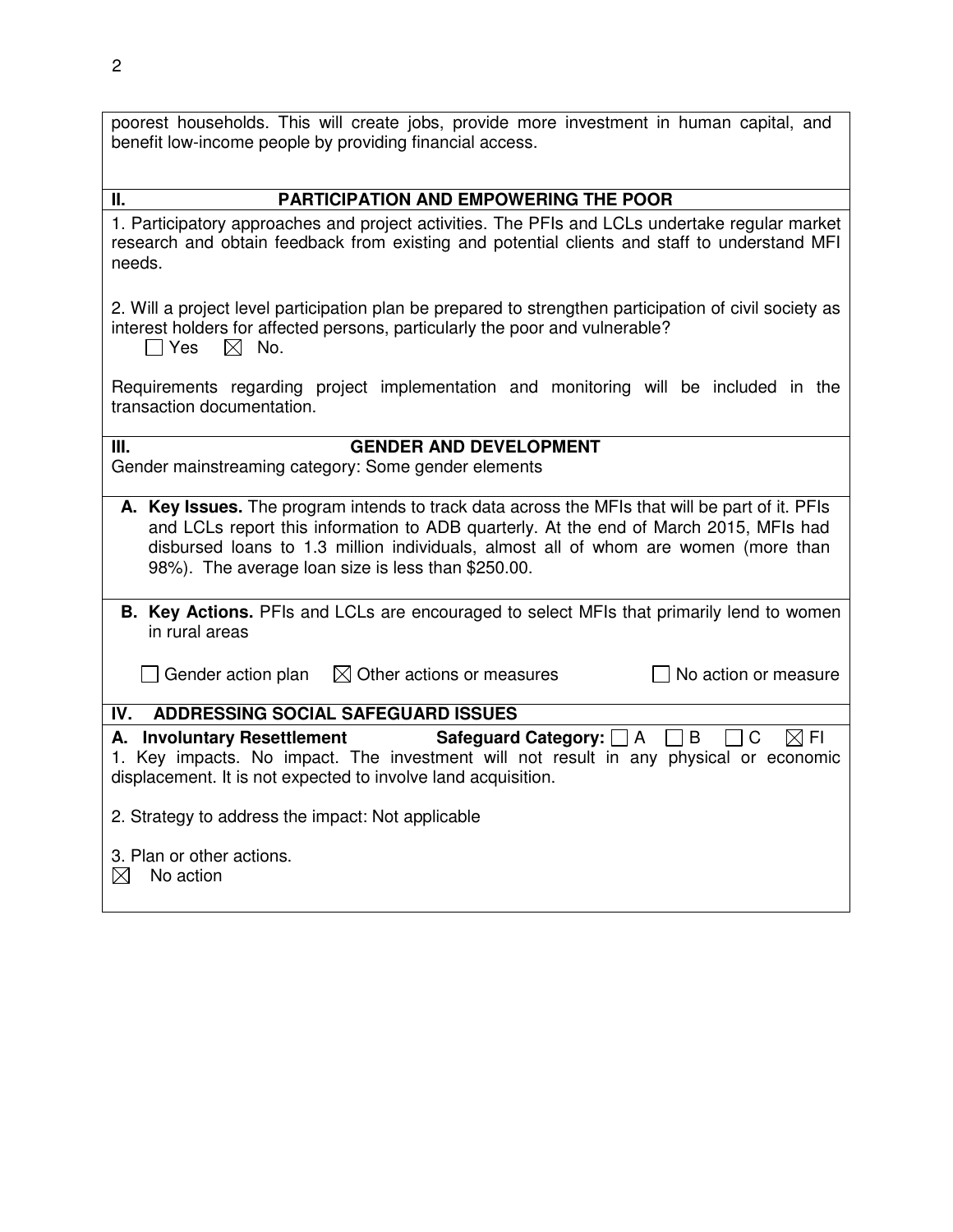poorest households. This will create jobs, provide more investment in human capital, and benefit low-income people by providing financial access.

## II. PARTICIPATION AND EMPOWERING THE POOR

1. Participatory approaches and project activities. The PFIs and LCLs undertake regular market research and obtain feedback from existing and potential clients and staff to understand MFI needs.

2. Will a project level participation plan be prepared to strengthen participation of civil society as interest holders for affected persons, particularly the poor and vulnerable?
☐ Yes ☒ No.

Requirements regarding project implementation and monitoring will be included in the transaction documentation.

## III. GENDER AND DEVELOPMENT

Gender mainstreaming category: Some gender elements

**A. Key Issues.** The program intends to track data across the MFIs that will be part of it. PFIs and LCLs report this information to ADB quarterly. At the end of March 2015, MFIs had disbursed loans to 1.3 million individuals, almost all of whom are women (more than 98%). The average loan size is less than $250.00.

**B. Key Actions.** PFIs and LCLs are encouraged to select MFIs that primarily lend to women in rural areas

☐ Gender action plan ☒ Other actions or measures ☐ No action or measure

## IV. ADDRESSING SOCIAL SAFEGUARD ISSUES

**A. Involuntary Resettlement** **Safeguard Category:** ☐ A ☐ B ☐ C ☒ FI

1. Key impacts. No impact. The investment will not result in any physical or economic displacement. It is not expected to involve land acquisition.

2. Strategy to address the impact: Not applicable

3. Plan or other actions.
☒ No action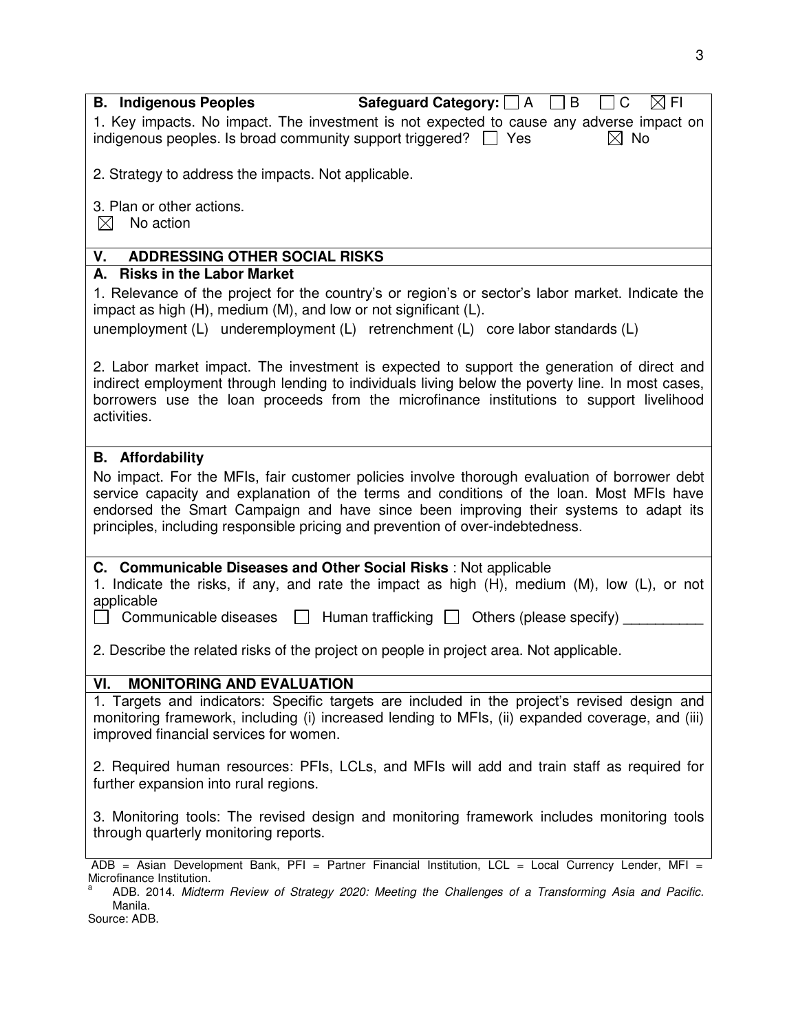**B. Indigenous Peoples** **Safeguard Category:** ☐ A ☐ B ☐ C ☒ FI

1. Key impacts. No impact. The investment is not expected to cause any adverse impact on indigenous peoples. Is broad community support triggered? ☐ Yes ☒ No

2. Strategy to address the impacts. Not applicable.

3. Plan or other actions.
☒ No action

## V. ADDRESSING OTHER SOCIAL RISKS

### A. Risks in the Labor Market

1. Relevance of the project for the country's or region's or sector's labor market. Indicate the impact as high (H), medium (M), and low or not significant (L).
unemployment (L) underemployment (L) retrenchment (L) core labor standards (L)

2. Labor market impact. The investment is expected to support the generation of direct and indirect employment through lending to individuals living below the poverty line. In most cases, borrowers use the loan proceeds from the microfinance institutions to support livelihood activities.

### B. Affordability

No impact. For the MFIs, fair customer policies involve thorough evaluation of borrower debt service capacity and explanation of the terms and conditions of the loan. Most MFIs have endorsed the Smart Campaign and have since been improving their systems to adapt its principles, including responsible pricing and prevention of over-indebtedness.

### C. Communicable Diseases and Other Social Risks : Not applicable

1. Indicate the risks, if any, and rate the impact as high (H), medium (M), low (L), or not applicable
☐ Communicable diseases ☐ Human trafficking ☐ Others (please specify) __________

2. Describe the related risks of the project on people in project area. Not applicable.

## VI. MONITORING AND EVALUATION

1. Targets and indicators: Specific targets are included in the project's revised design and monitoring framework, including (i) increased lending to MFIs, (ii) expanded coverage, and (iii) improved financial services for women.

2. Required human resources: PFIs, LCLs, and MFIs will add and train staff as required for further expansion into rural regions.

3. Monitoring tools: The revised design and monitoring framework includes monitoring tools through quarterly monitoring reports.

ADB = Asian Development Bank, PFI = Partner Financial Institution, LCL = Local Currency Lender, MFI = Microfinance Institution.

[a] ADB. 2014. *Midterm Review of Strategy 2020: Meeting the Challenges of a Transforming Asia and Pacific*. Manila.

Source: ADB.